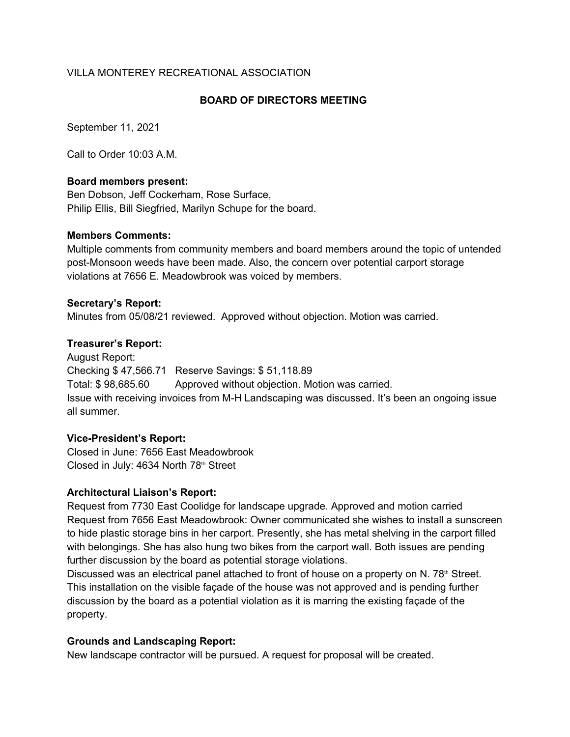VILLA MONTEREY RECREATIONAL ASSOCIATION

# BOARD OF DIRECTORS MEETING

September 11, 2021

Call to Order 10:03 A.M.

**Board members present:**
Ben Dobson, Jeff Cockerham, Rose Surface,
Philip Ellis, Bill Siegfried, Marilyn Schupe for the board.

**Members Comments:**
Multiple comments from community members and board members around the topic of untended post-Monsoon weeds have been made. Also, the concern over potential carport storage violations at 7656 E. Meadowbrook was voiced by members.

**Secretary's Report:**
Minutes from 05/08/21 reviewed. Approved without objection. Motion was carried.

**Treasurer's Report:**
August Report:
Checking $ 47,566.71 Reserve Savings: $ 51,118.89
Total: $ 98,685.60 Approved without objection. Motion was carried.
Issue with receiving invoices from M-H Landscaping was discussed. It's been an ongoing issue all summer.

**Vice-President's Report:**
Closed in June: 7656 East Meadowbrook
Closed in July: 4634 North 78th Street

**Architectural Liaison's Report:**
Request from 7730 East Coolidge for landscape upgrade. Approved and motion carried
Request from 7656 East Meadowbrook: Owner communicated she wishes to install a sunscreen to hide plastic storage bins in her carport. Presently, she has metal shelving in the carport filled with belongings. She has also hung two bikes from the carport wall. Both issues are pending further discussion by the board as potential storage violations.
Discussed was an electrical panel attached to front of house on a property on N. 78th Street. This installation on the visible façade of the house was not approved and is pending further discussion by the board as a potential violation as it is marring the existing façade of the property.

**Grounds and Landscaping Report:**
New landscape contractor will be pursued. A request for proposal will be created.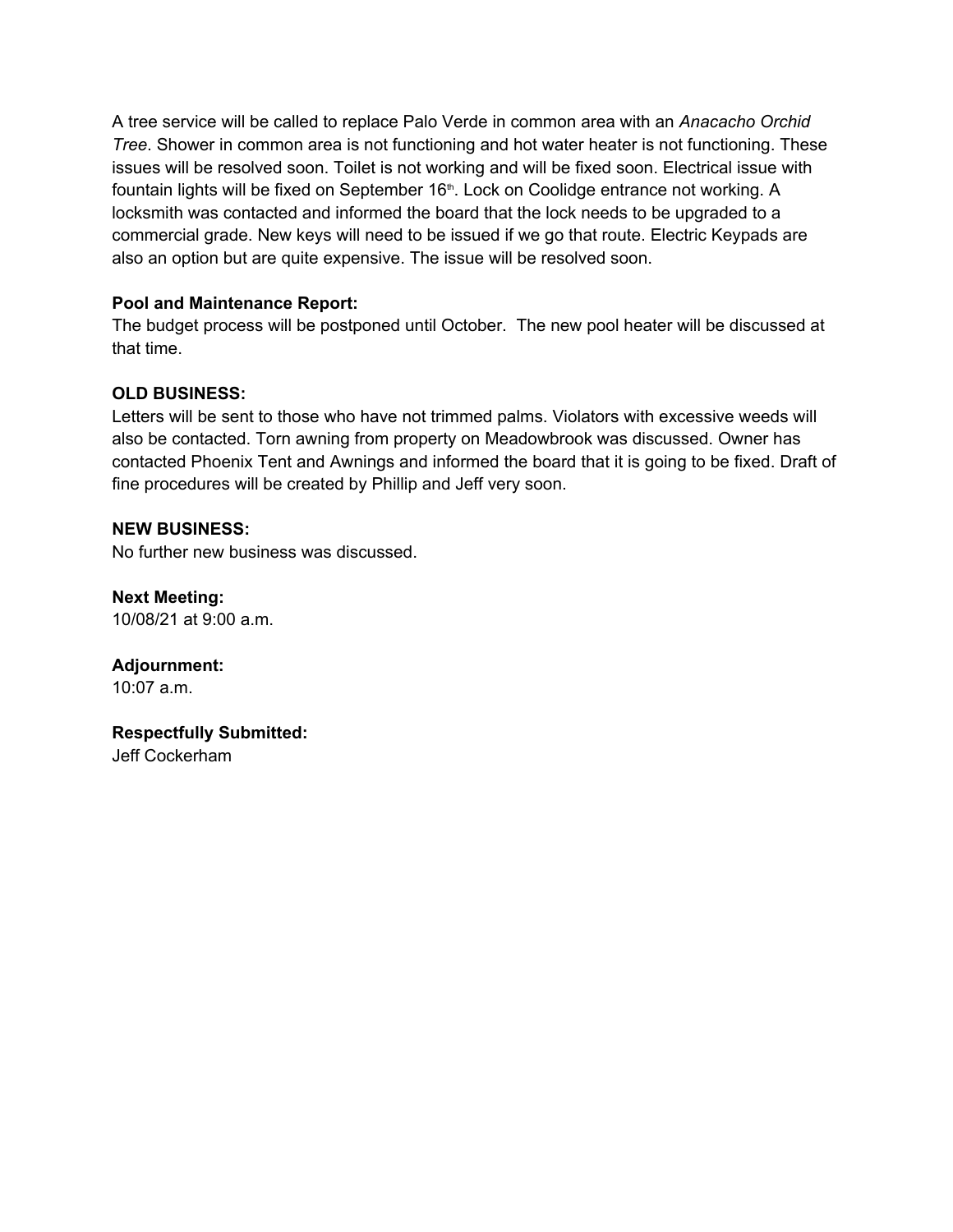A tree service will be called to replace Palo Verde in common area with an *Anacacho Orchid Tree*. Shower in common area is not functioning and hot water heater is not functioning. These issues will be resolved soon. Toilet is not working and will be fixed soon. Electrical issue with fountain lights will be fixed on September 16th. Lock on Coolidge entrance not working. A locksmith was contacted and informed the board that the lock needs to be upgraded to a commercial grade. New keys will need to be issued if we go that route. Electric Keypads are also an option but are quite expensive. The issue will be resolved soon.

**Pool and Maintenance Report:**
The budget process will be postponed until October. The new pool heater will be discussed at that time.

**OLD BUSINESS:**
Letters will be sent to those who have not trimmed palms. Violators with excessive weeds will also be contacted. Torn awning from property on Meadowbrook was discussed. Owner has contacted Phoenix Tent and Awnings and informed the board that it is going to be fixed. Draft of fine procedures will be created by Phillip and Jeff very soon.

**NEW BUSINESS:**
No further new business was discussed.

**Next Meeting:**
10/08/21 at 9:00 a.m.

**Adjournment:**
10:07 a.m.

**Respectfully Submitted:**
Jeff Cockerham